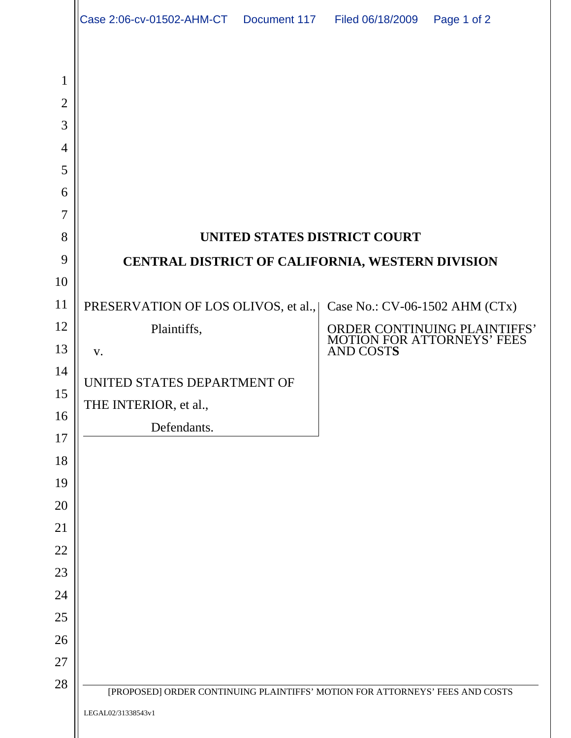# UNITED STATES DISTRICT COURT

# CENTRAL DISTRICT OF CALIFORNIA, WESTERN DIVISION

| | |
|---|---|
| PRESERVATION OF LOS OLIVOS, et al.,<br><br>Plaintiffs,<br><br>v.<br><br>UNITED STATES DEPARTMENT OF THE INTERIOR, et al.,<br><br>Defendants. | Case No.: CV-06-1502 AHM (CTx)<br><br>ORDER CONTINUING PLAINTIFFS' MOTION FOR ATTORNEYS' FEES AND COSTS |

[PROPOSED] ORDER CONTINUING PLAINTIFFS' MOTION FOR ATTORNEYS' FEES AND COSTS

LEGAL02/31338543v1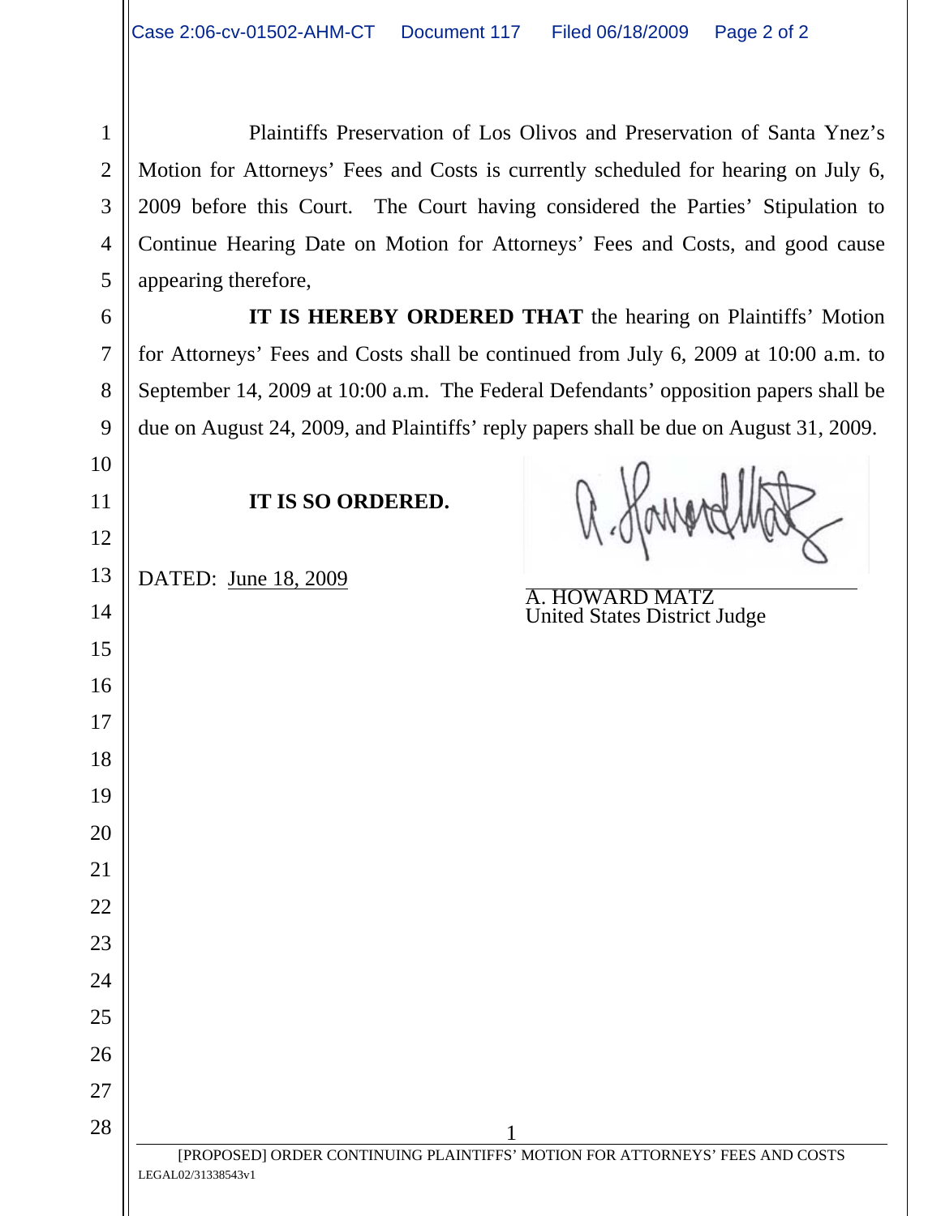Plaintiffs Preservation of Los Olivos and Preservation of Santa Ynez's Motion for Attorneys' Fees and Costs is currently scheduled for hearing on July 6, 2009 before this Court. The Court having considered the Parties' Stipulation to Continue Hearing Date on Motion for Attorneys' Fees and Costs, and good cause appearing therefore,

**IT IS HEREBY ORDERED THAT** the hearing on Plaintiffs' Motion for Attorneys' Fees and Costs shall be continued from July 6, 2009 at 10:00 a.m. to September 14, 2009 at 10:00 a.m. The Federal Defendants' opposition papers shall be due on August 24, 2009, and Plaintiffs' reply papers shall be due on August 31, 2009.

**IT IS SO ORDERED.**

DATED: June 18, 2009

A. HOWARD MATZ
United States District Judge

[PROPOSED] ORDER CONTINUING PLAINTIFFS' MOTION FOR ATTORNEYS' FEES AND COSTS
LEGAL02/31338543v1